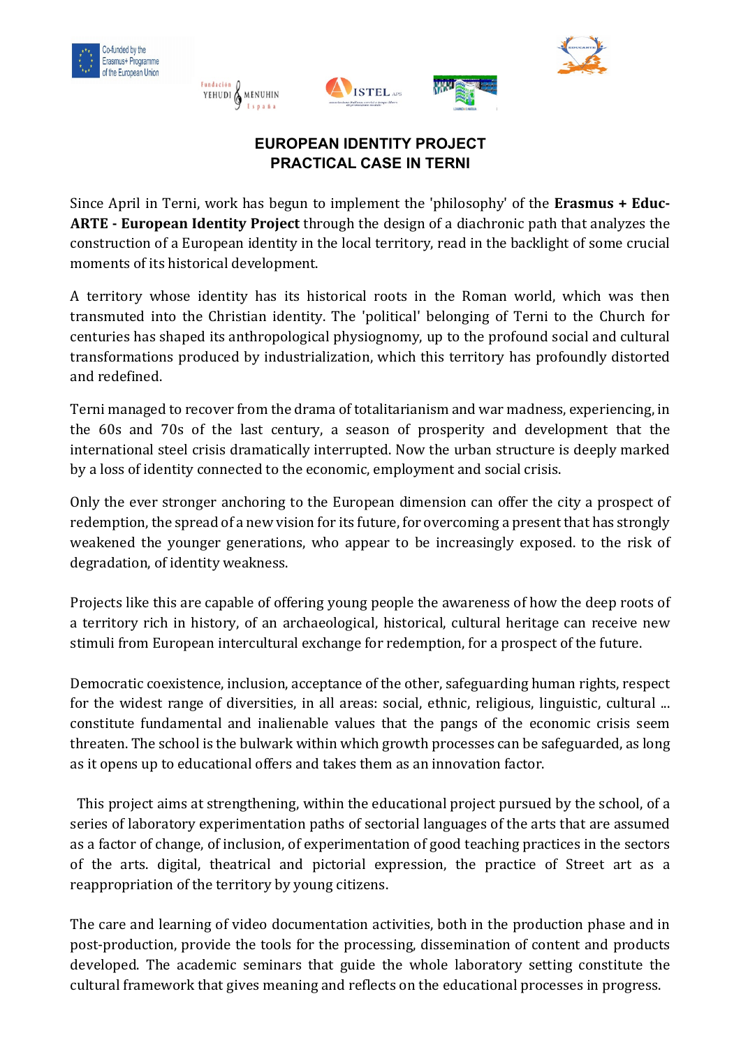# EUROPEAN IDENTITY PROJECT
## PRACTICAL CASE IN TERNI

Since April in Terni, work has begun to implement the 'philosophy' of the **Erasmus + Educ-ARTE - European Identity Project** through the design of a diachronic path that analyzes the construction of a European identity in the local territory, read in the backlight of some crucial moments of its historical development.

A territory whose identity has its historical roots in the Roman world, which was then transmuted into the Christian identity. The 'political' belonging of Terni to the Church for centuries has shaped its anthropological physiognomy, up to the profound social and cultural transformations produced by industrialization, which this territory has profoundly distorted and redefined.

Terni managed to recover from the drama of totalitarianism and war madness, experiencing, in the 60s and 70s of the last century, a season of prosperity and development that the international steel crisis dramatically interrupted. Now the urban structure is deeply marked by a loss of identity connected to the economic, employment and social crisis.

Only the ever stronger anchoring to the European dimension can offer the city a prospect of redemption, the spread of a new vision for its future, for overcoming a present that has strongly weakened the younger generations, who appear to be increasingly exposed. to the risk of degradation, of identity weakness.

Projects like this are capable of offering young people the awareness of how the deep roots of a territory rich in history, of an archaeological, historical, cultural heritage can receive new stimuli from European intercultural exchange for redemption, for a prospect of the future.

Democratic coexistence, inclusion, acceptance of the other, safeguarding human rights, respect for the widest range of diversities, in all areas: social, ethnic, religious, linguistic, cultural ... constitute fundamental and inalienable values that the pangs of the economic crisis seem threaten. The school is the bulwark within which growth processes can be safeguarded, as long as it opens up to educational offers and takes them as an innovation factor.

This project aims at strengthening, within the educational project pursued by the school, of a series of laboratory experimentation paths of sectorial languages of the arts that are assumed as a factor of change, of inclusion, of experimentation of good teaching practices in the sectors of the arts. digital, theatrical and pictorial expression, the practice of Street art as a reappropriation of the territory by young citizens.

The care and learning of video documentation activities, both in the production phase and in post-production, provide the tools for the processing, dissemination of content and products developed. The academic seminars that guide the whole laboratory setting constitute the cultural framework that gives meaning and reflects on the educational processes in progress.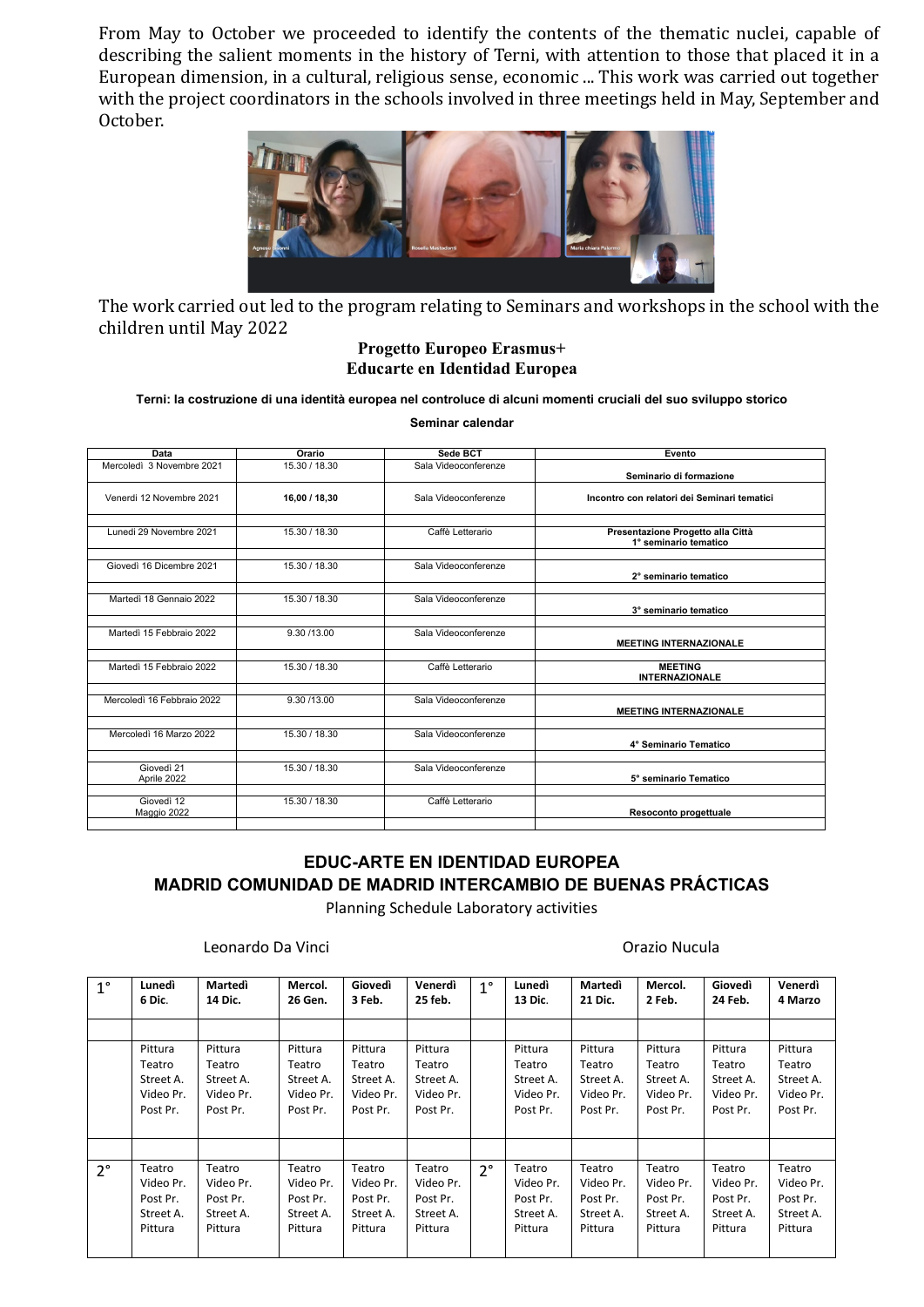From May to October we proceeded to identify the contents of the thematic nuclei, capable of describing the salient moments in the history of Terni, with attention to those that placed it in a European dimension, in a cultural, religious sense, economic ... This work was carried out together with the project coordinators in the schools involved in three meetings held in May, September and October.

The work carried out led to the program relating to Seminars and workshops in the school with the children until May 2022

**Progetto Europeo Erasmus+**
**Educarte en Identidad Europea**

**Terni: la costruzione di una identità europea nel controluce di alcuni momenti cruciali del suo sviluppo storico**

**Seminar calendar**

| Data | Orario | Sede BCT | Evento |
|---|---|---|---|
| Mercoledì 3 Novembre 2021 | 15.30 / 18.30 | Sala Videoconferenze | **Seminario di formazione** |
| Venerdì 12 Novembre 2021 | **16,00 / 18,30** | Sala Videoconferenze | **Incontro con relatori dei Seminari tematici** |
| Lunedì 29 Novembre 2021 | 15.30 / 18.30 | Caffè Letterario | **Presentazione Progetto alla Città 1° seminario tematico** |
| Giovedì 16 Dicembre 2021 | 15.30 / 18.30 | Sala Videoconferenze | **2° seminario tematico** |
| Martedì 18 Gennaio 2022 | 15.30 / 18.30 | Sala Videoconferenze | **3° seminario tematico** |
| Martedì 15 Febbraio 2022 | 9.30 /13.00 | Sala Videoconferenze | **MEETING INTERNAZIONALE** |
| Martedì 15 Febbraio 2022 | 15.30 / 18.30 | Caffè Letterario | **MEETING INTERNAZIONALE** |
| Mercoledì 16 Febbraio 2022 | 9.30 /13.00 | Sala Videoconferenze | **MEETING INTERNAZIONALE** |
| Mercoledì 16 Marzo 2022 | 15.30 / 18.30 | Sala Videoconferenze | **4° Seminario Tematico** |
| Giovedì 21 Aprile 2022 | 15.30 / 18.30 | Sala Videoconferenze | **5° seminario Tematico** |
| Giovedì 12 Maggio 2022 | 15.30 / 18.30 | Caffè Letterario | **Resoconto progettuale** |

**EDUC-ARTE EN IDENTIDAD EUROPEA**
**MADRID COMUNIDAD DE MADRID INTERCAMBIO DE BUENAS PRÁCTICAS**

Planning Schedule Laboratory activities

Leonardo Da Vinci — Orazio Nucula

| 1° | **Lunedì 6 Dic.** | **Martedì 14 Dic.** | **Mercol. 26 Gen.** | **Giovedì 3 Feb.** | **Venerdì 25 feb.** | 1° | **Lunedì 13 Dic.** | **Martedì 21 Dic.** | **Mercol. 2 Feb.** | **Giovedì 24 Feb.** | **Venerdì 4 Marzo** |
|---|---|---|---|---|---|---|---|---|---|---|---|
| | | | | | | | | | | | |
| | Pittura Teatro Street A. Video Pr. Post Pr. | Pittura Teatro Street A. Video Pr. Post Pr. | Pittura Teatro Street A. Video Pr. Post Pr. | Pittura Teatro Street A. Video Pr. Post Pr. | Pittura Teatro Street A. Video Pr. Post Pr. | | Pittura Teatro Street A. Video Pr. Post Pr. | Pittura Teatro Street A. Video Pr. Post Pr. | Pittura Teatro Street A. Video Pr. Post Pr. | Pittura Teatro Street A. Video Pr. Post Pr. | Pittura Teatro Street A. Video Pr. Post Pr. |
| | | | | | | | | | | | |
| 2° | Teatro Video Pr. Post Pr. Street A. Pittura | Teatro Video Pr. Post Pr. Street A. Pittura | Teatro Video Pr. Post Pr. Street A. Pittura | Teatro Video Pr. Post Pr. Street A. Pittura | Teatro Video Pr. Post Pr. Street A. Pittura | 2° | Teatro Video Pr. Post Pr. Street A. Pittura | Teatro Video Pr. Post Pr. Street A. Pittura | Teatro Video Pr. Post Pr. Street A. Pittura | Teatro Video Pr. Post Pr. Street A. Pittura | Teatro Video Pr. Post Pr. Street A. Pittura |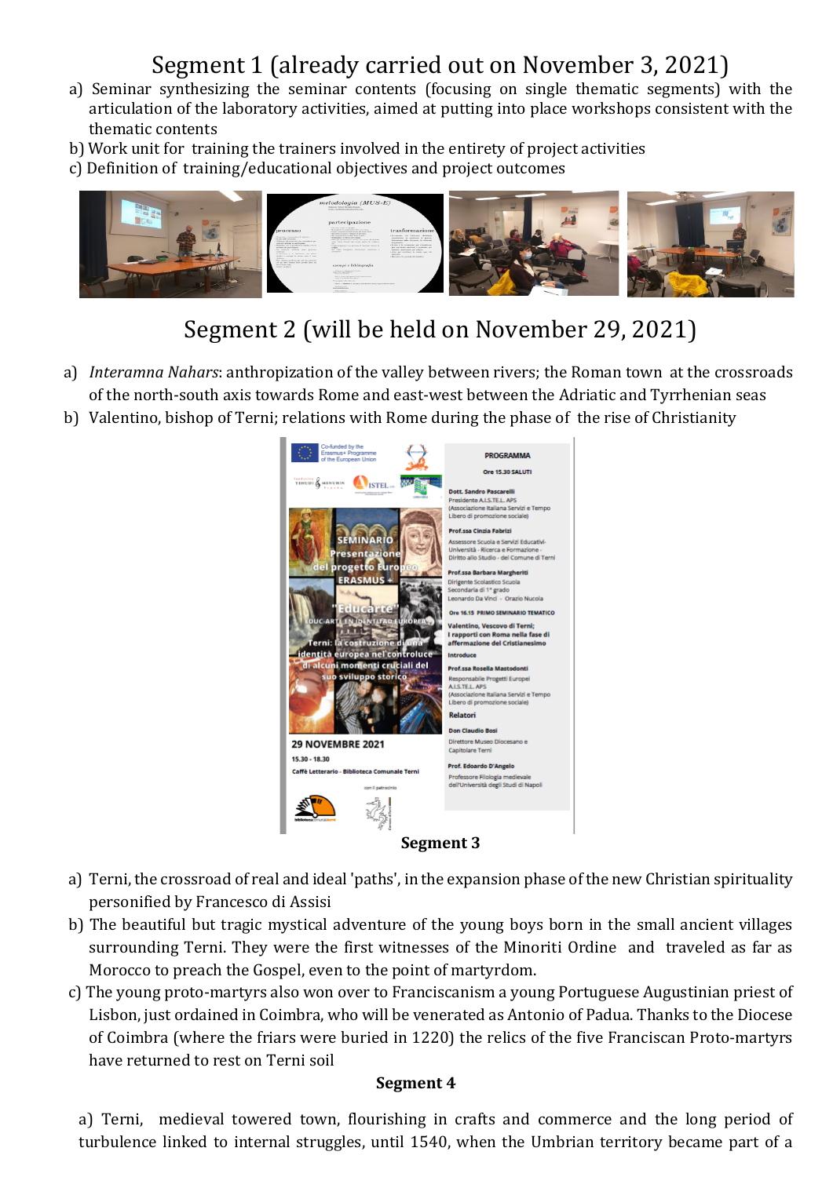## Segment 1 (already carried out on November 3, 2021)

a) Seminar synthesizing the seminar contents (focusing on single thematic segments) with the articulation of the laboratory activities, aimed at putting into place workshops consistent with the thematic contents

b) Work unit for training the trainers involved in the entirety of project activities

c) Definition of training/educational objectives and project outcomes

## Segment 2 (will be held on November 29, 2021)

a) *Interamna Nahars*: anthropization of the valley between rivers; the Roman town at the crossroads of the north-south axis towards Rome and east-west between the Adriatic and Tyrrhenian seas

b) Valentino, bishop of Terni; relations with Rome during the phase of the rise of Christianity

### Segment 3

a) Terni, the crossroad of real and ideal 'paths', in the expansion phase of the new Christian spirituality personified by Francesco di Assisi

b) The beautiful but tragic mystical adventure of the young boys born in the small ancient villages surrounding Terni. They were the first witnesses of the Minoriti Ordine and traveled as far as Morocco to preach the Gospel, even to the point of martyrdom.

c) The young proto-martyrs also won over to Franciscanism a young Portuguese Augustinian priest of Lisbon, just ordained in Coimbra, who will be venerated as Antonio of Padua. Thanks to the Diocese of Coimbra (where the friars were buried in 1220) the relics of the five Franciscan Proto-martyrs have returned to rest on Terni soil

### Segment 4

a) Terni, medieval towered town, flourishing in crafts and commerce and the long period of turbulence linked to internal struggles, until 1540, when the Umbrian territory became part of a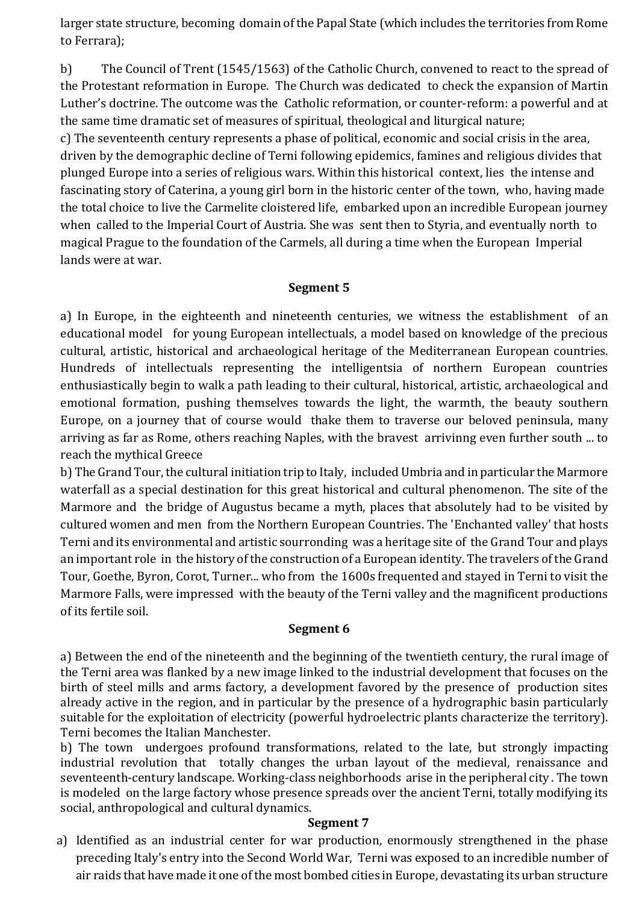larger state structure, becoming domain of the Papal State (which includes the territories from Rome to Ferrara);

b) The Council of Trent (1545/1563) of the Catholic Church, convened to react to the spread of the Protestant reformation in Europe. The Church was dedicated to check the expansion of Martin Luther's doctrine. The outcome was the Catholic reformation, or counter-reform: a powerful and at the same time dramatic set of measures of spiritual, theological and liturgical nature;

c) The seventeenth century represents a phase of political, economic and social crisis in the area, driven by the demographic decline of Terni following epidemics, famines and religious divides that plunged Europe into a series of religious wars. Within this historical context, lies the intense and fascinating story of Caterina, a young girl born in the historic center of the town, who, having made the total choice to live the Carmelite cloistered life, embarked upon an incredible European journey when called to the Imperial Court of Austria. She was sent then to Styria, and eventually north to magical Prague to the foundation of the Carmels, all during a time when the European Imperial lands were at war.

**Segment 5**

a) In Europe, in the eighteenth and nineteenth centuries, we witness the establishment of an educational model for young European intellectuals, a model based on knowledge of the precious cultural, artistic, historical and archaeological heritage of the Mediterranean European countries. Hundreds of intellectuals representing the intelligentsia of northern European countries enthusiastically begin to walk a path leading to their cultural, historical, artistic, archaeological and emotional formation, pushing themselves towards the light, the warmth, the beauty southern Europe, on a journey that of course would thake them to traverse our beloved peninsula, many arriving as far as Rome, others reaching Naples, with the bravest arrivinng even further south ... to reach the mythical Greece

b) The Grand Tour, the cultural initiation trip to Italy, included Umbria and in particular the Marmore waterfall as a special destination for this great historical and cultural phenomenon. The site of the Marmore and the bridge of Augustus became a myth, places that absolutely had to be visited by cultured women and men from the Northern European Countries. The 'Enchanted valley' that hosts Terni and its environmental and artistic sourronding was a heritage site of the Grand Tour and plays an important role in the history of the construction of a European identity. The travelers of the Grand Tour, Goethe, Byron, Corot, Turner... who from the 1600s frequented and stayed in Terni to visit the Marmore Falls, were impressed with the beauty of the Terni valley and the magnificent productions of its fertile soil.

**Segment 6**

a) Between the end of the nineteenth and the beginning of the twentieth century, the rural image of the Terni area was flanked by a new image linked to the industrial development that focuses on the birth of steel mills and arms factory, a development favored by the presence of production sites already active in the region, and in particular by the presence of a hydrographic basin particularly suitable for the exploitation of electricity (powerful hydroelectric plants characterize the territory). Terni becomes the Italian Manchester.

b) The town undergoes profound transformations, related to the late, but strongly impacting industrial revolution that totally changes the urban layout of the medieval, renaissance and seventeenth-century landscape. Working-class neighborhoods arise in the peripheral city. The town is modeled on the large factory whose presence spreads over the ancient Terni, totally modifying its social, anthropological and cultural dynamics.

**Segment 7**

a) Identified as an industrial center for war production, enormously strengthened in the phase preceding Italy's entry into the Second World War, Terni was exposed to an incredible number of air raids that have made it one of the most bombed cities in Europe, devastating its urban structure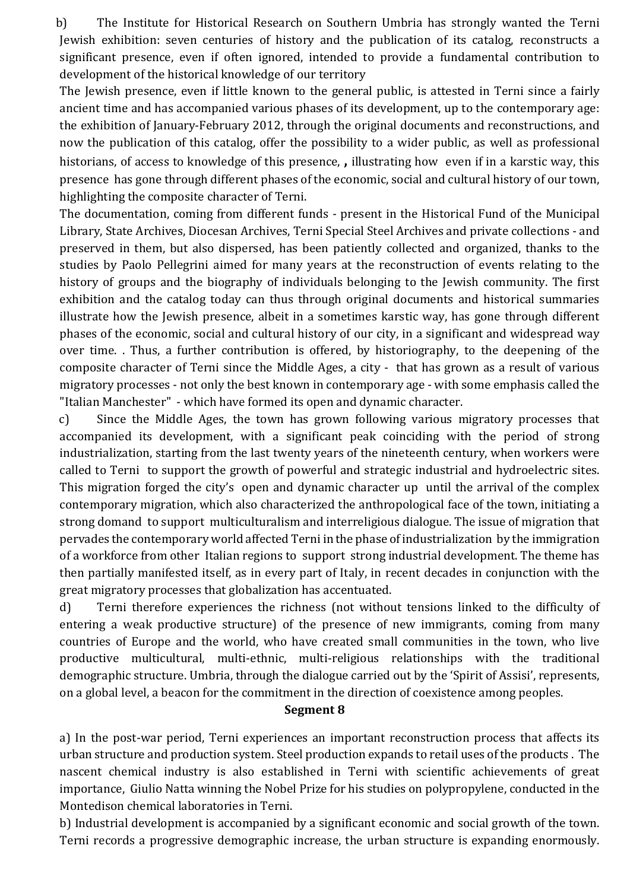b) The Institute for Historical Research on Southern Umbria has strongly wanted the Terni Jewish exhibition: seven centuries of history and the publication of its catalog, reconstructs a significant presence, even if often ignored, intended to provide a fundamental contribution to development of the historical knowledge of our territory

The Jewish presence, even if little known to the general public, is attested in Terni since a fairly ancient time and has accompanied various phases of its development, up to the contemporary age: the exhibition of January-February 2012, through the original documents and reconstructions, and now the publication of this catalog, offer the possibility to a wider public, as well as professional historians, of access to knowledge of this presence, **,** illustrating how even if in a karstic way, this presence has gone through different phases of the economic, social and cultural history of our town, highlighting the composite character of Terni.

The documentation, coming from different funds - present in the Historical Fund of the Municipal Library, State Archives, Diocesan Archives, Terni Special Steel Archives and private collections - and preserved in them, but also dispersed, has been patiently collected and organized, thanks to the studies by Paolo Pellegrini aimed for many years at the reconstruction of events relating to the history of groups and the biography of individuals belonging to the Jewish community. The first exhibition and the catalog today can thus through original documents and historical summaries illustrate how the Jewish presence, albeit in a sometimes karstic way, has gone through different phases of the economic, social and cultural history of our city, in a significant and widespread way over time. . Thus, a further contribution is offered, by historiography, to the deepening of the composite character of Terni since the Middle Ages, a city - that has grown as a result of various migratory processes - not only the best known in contemporary age - with some emphasis called the "Italian Manchester" - which have formed its open and dynamic character.

c) Since the Middle Ages, the town has grown following various migratory processes that accompanied its development, with a significant peak coinciding with the period of strong industrialization, starting from the last twenty years of the nineteenth century, when workers were called to Terni to support the growth of powerful and strategic industrial and hydroelectric sites. This migration forged the city's open and dynamic character up until the arrival of the complex contemporary migration, which also characterized the anthropological face of the town, initiating a strong domand to support multiculturalism and interreligious dialogue. The issue of migration that pervades the contemporary world affected Terni in the phase of industrialization by the immigration of a workforce from other Italian regions to support strong industrial development. The theme has then partially manifested itself, as in every part of Italy, in recent decades in conjunction with the great migratory processes that globalization has accentuated.

d) Terni therefore experiences the richness (not without tensions linked to the difficulty of entering a weak productive structure) of the presence of new immigrants, coming from many countries of Europe and the world, who have created small communities in the town, who live productive multicultural, multi-ethnic, multi-religious relationships with the traditional demographic structure. Umbria, through the dialogue carried out by the 'Spirit of Assisi', represents, on a global level, a beacon for the commitment in the direction of coexistence among peoples.

**Segment 8**

a) In the post-war period, Terni experiences an important reconstruction process that affects its urban structure and production system. Steel production expands to retail uses of the products . The nascent chemical industry is also established in Terni with scientific achievements of great importance, Giulio Natta winning the Nobel Prize for his studies on polypropylene, conducted in the Montedison chemical laboratories in Terni.

b) Industrial development is accompanied by a significant economic and social growth of the town. Terni records a progressive demographic increase, the urban structure is expanding enormously.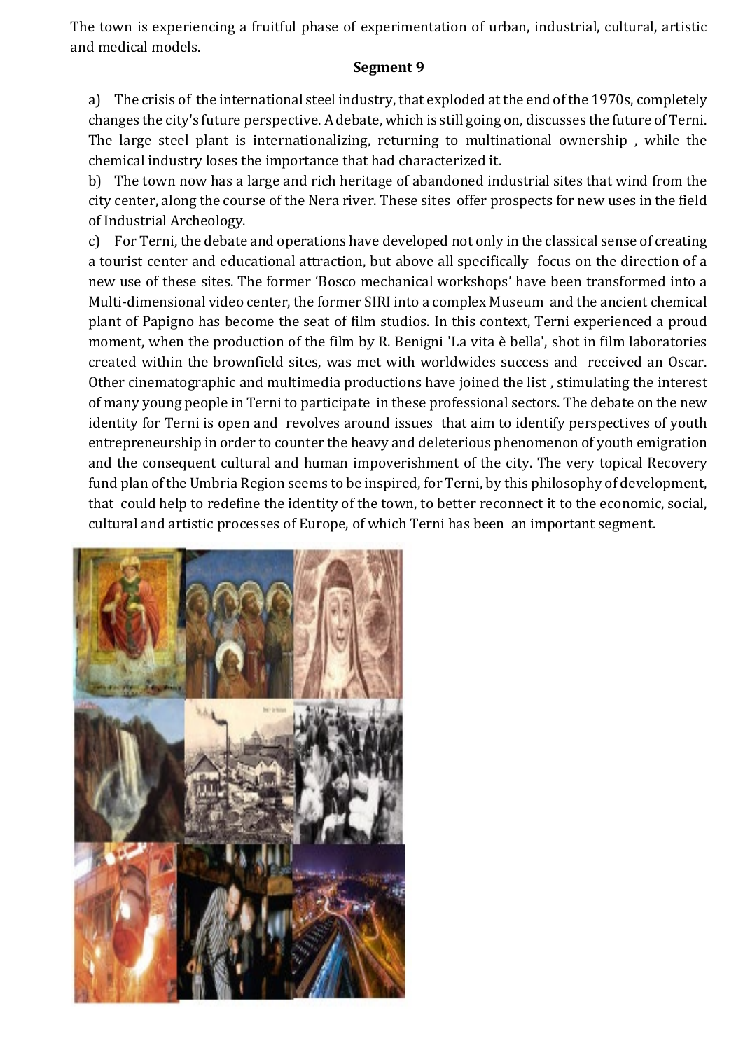The town is experiencing a fruitful phase of experimentation of urban, industrial, cultural, artistic and medical models.

**Segment 9**

a) The crisis of the international steel industry, that exploded at the end of the 1970s, completely changes the city's future perspective. A debate, which is still going on, discusses the future of Terni. The large steel plant is internationalizing, returning to multinational ownership , while the chemical industry loses the importance that had characterized it.

b) The town now has a large and rich heritage of abandoned industrial sites that wind from the city center, along the course of the Nera river. These sites offer prospects for new uses in the field of Industrial Archeology.

c) For Terni, the debate and operations have developed not only in the classical sense of creating a tourist center and educational attraction, but above all specifically focus on the direction of a new use of these sites. The former 'Bosco mechanical workshops' have been transformed into a Multi-dimensional video center, the former SIRI into a complex Museum and the ancient chemical plant of Papigno has become the seat of film studios. In this context, Terni experienced a proud moment, when the production of the film by R. Benigni 'La vita è bella', shot in film laboratories created within the brownfield sites, was met with worldwides success and received an Oscar. Other cinematographic and multimedia productions have joined the list , stimulating the interest of many young people in Terni to participate in these professional sectors. The debate on the new identity for Terni is open and revolves around issues that aim to identify perspectives of youth entrepreneurship in order to counter the heavy and deleterious phenomenon of youth emigration and the consequent cultural and human impoverishment of the city. The very topical Recovery fund plan of the Umbria Region seems to be inspired, for Terni, by this philosophy of development, that could help to redefine the identity of the town, to better reconnect it to the economic, social, cultural and artistic processes of Europe, of which Terni has been an important segment.